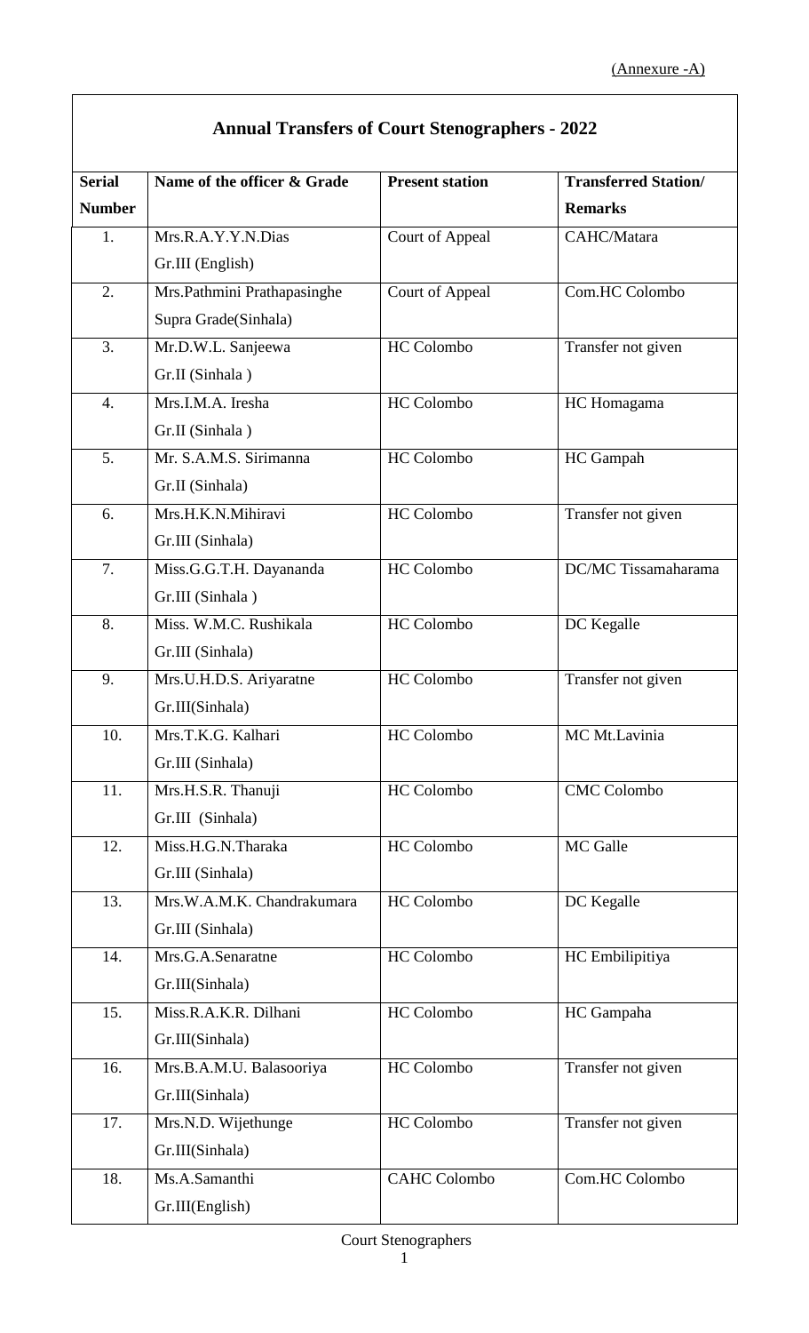(Annexure -A)

## Annual Transfers of Court Stenographers - 2022

| Serial Number | Name of the officer & Grade | Present station | Transferred Station/ Remarks |
|---|---|---|---|
| 1. | Mrs.R.A.Y.Y.N.Dias Gr.III (English) | Court of Appeal | CAHC/Matara |
| 2. | Mrs.Pathmini Prathapasinghe Supra Grade(Sinhala) | Court of Appeal | Com.HC Colombo |
| 3. | Mr.D.W.L. Sanjeewa Gr.II (Sinhala ) | HC Colombo | Transfer not given |
| 4. | Mrs.I.M.A. Iresha Gr.II (Sinhala ) | HC Colombo | HC Homagama |
| 5. | Mr. S.A.M.S. Sirimanna Gr.II (Sinhala) | HC Colombo | HC Gampah |
| 6. | Mrs.H.K.N.Mihiravi Gr.III (Sinhala) | HC Colombo | Transfer not given |
| 7. | Miss.G.G.T.H. Dayananda Gr.III (Sinhala ) | HC Colombo | DC/MC Tissamaharama |
| 8. | Miss. W.M.C. Rushikala Gr.III (Sinhala) | HC Colombo | DC Kegalle |
| 9. | Mrs.U.H.D.S. Ariyaratne Gr.III(Sinhala) | HC Colombo | Transfer not given |
| 10. | Mrs.T.K.G. Kalhari Gr.III (Sinhala) | HC Colombo | MC Mt.Lavinia |
| 11. | Mrs.H.S.R. Thanuji Gr.III (Sinhala) | HC Colombo | CMC Colombo |
| 12. | Miss.H.G.N.Tharaka Gr.III (Sinhala) | HC Colombo | MC Galle |
| 13. | Mrs.W.A.M.K. Chandrakumara Gr.III (Sinhala) | HC Colombo | DC Kegalle |
| 14. | Mrs.G.A.Senaratne Gr.III(Sinhala) | HC Colombo | HC Embilipitiya |
| 15. | Miss.R.A.K.R. Dilhani Gr.III(Sinhala) | HC Colombo | HC Gampaha |
| 16. | Mrs.B.A.M.U. Balasooriya Gr.III(Sinhala) | HC Colombo | Transfer not given |
| 17. | Mrs.N.D. Wijethunge Gr.III(Sinhala) | HC Colombo | Transfer not given |
| 18. | Ms.A.Samanthi Gr.III(English) | CAHC Colombo | Com.HC Colombo |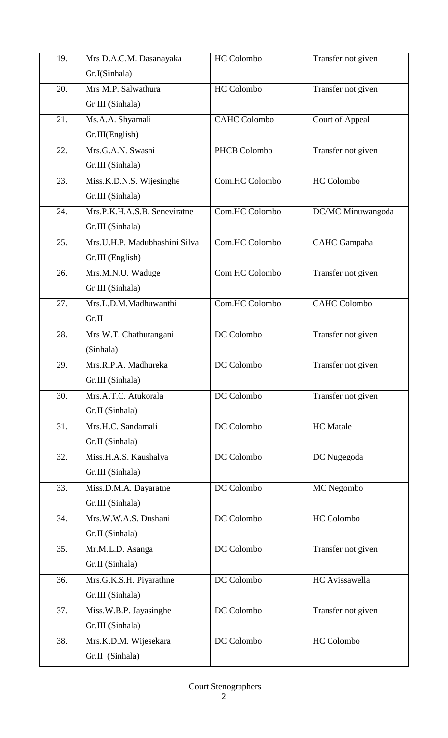| 19. | Mrs D.A.C.M. Dasanayaka Gr.I(Sinhala) | HC Colombo | Transfer not given |
|---|---|---|---|
| 20. | Mrs M.P. Salwathura Gr III (Sinhala) | HC Colombo | Transfer not given |
| 21. | Ms.A.A. Shyamali Gr.III(English) | CAHC Colombo | Court of Appeal |
| 22. | Mrs.G.A.N. Swasni Gr.III (Sinhala) | PHCB Colombo | Transfer not given |
| 23. | Miss.K.D.N.S. Wijesinghe Gr.III (Sinhala) | Com.HC Colombo | HC Colombo |
| 24. | Mrs.P.K.H.A.S.B. Seneviratne Gr.III (Sinhala) | Com.HC Colombo | DC/MC Minuwangoda |
| 25. | Mrs.U.H.P. Madubhashini Silva Gr.III (English) | Com.HC Colombo | CAHC Gampaha |
| 26. | Mrs.M.N.U. Waduge Gr III (Sinhala) | Com HC Colombo | Transfer not given |
| 27. | Mrs.L.D.M.Madhuwanthi Gr.II | Com.HC Colombo | CAHC Colombo |
| 28. | Mrs W.T. Chathurangani (Sinhala) | DC Colombo | Transfer not given |
| 29. | Mrs.R.P.A. Madhureka Gr.III (Sinhala) | DC Colombo | Transfer not given |
| 30. | Mrs.A.T.C. Atukorala Gr.II (Sinhala) | DC Colombo | Transfer not given |
| 31. | Mrs.H.C. Sandamali Gr.II (Sinhala) | DC Colombo | HC Matale |
| 32. | Miss.H.A.S. Kaushalya Gr.III (Sinhala) | DC Colombo | DC Nugegoda |
| 33. | Miss.D.M.A. Dayaratne Gr.III (Sinhala) | DC Colombo | MC Negombo |
| 34. | Mrs.W.W.A.S. Dushani Gr.II (Sinhala) | DC Colombo | HC Colombo |
| 35. | Mr.M.L.D. Asanga Gr.II (Sinhala) | DC Colombo | Transfer not given |
| 36. | Mrs.G.K.S.H. Piyarathne Gr.III (Sinhala) | DC Colombo | HC Avissawella |
| 37. | Miss.W.B.P. Jayasinghe Gr.III (Sinhala) | DC Colombo | Transfer not given |
| 38. | Mrs.K.D.M. Wijesekara Gr.II (Sinhala) | DC Colombo | HC Colombo |

Court Stenographers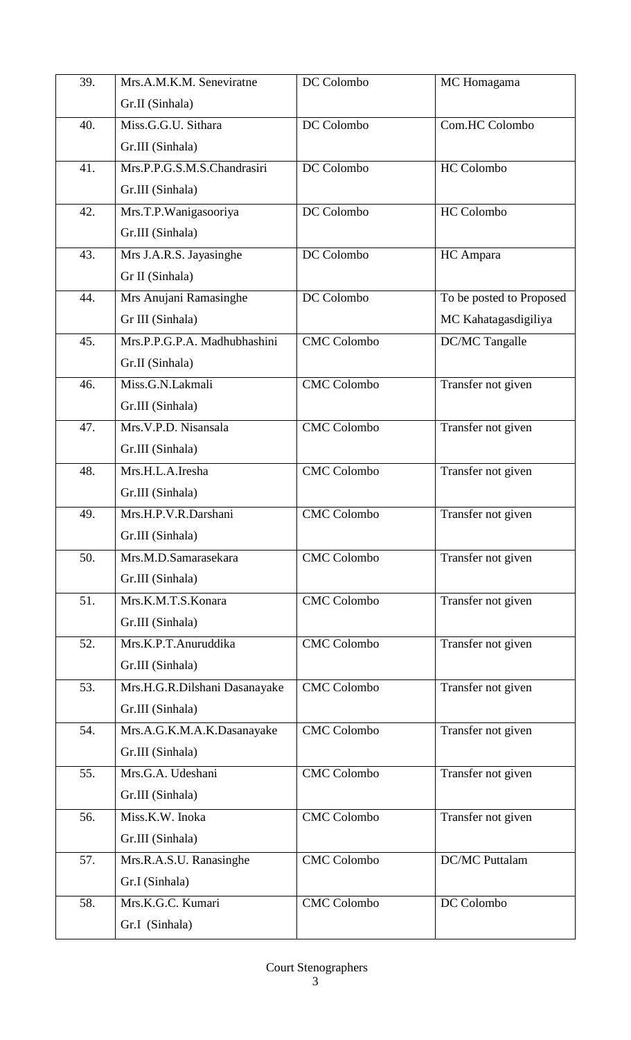| 39. | Mrs.A.M.K.M. Seneviratne Gr.II (Sinhala) | DC Colombo | MC Homagama |
|---|---|---|---|
| 40. | Miss.G.G.U. Sithara Gr.III (Sinhala) | DC Colombo | Com.HC Colombo |
| 41. | Mrs.P.P.G.S.M.S.Chandrasiri Gr.III (Sinhala) | DC Colombo | HC Colombo |
| 42. | Mrs.T.P.Wanigasooriya Gr.III (Sinhala) | DC Colombo | HC Colombo |
| 43. | Mrs J.A.R.S. Jayasinghe Gr II (Sinhala) | DC Colombo | HC Ampara |
| 44. | Mrs Anujani Ramasinghe Gr III (Sinhala) | DC Colombo | To be posted to Proposed MC Kahatagasdigiliya |
| 45. | Mrs.P.P.G.P.A. Madhubhashini Gr.II (Sinhala) | CMC Colombo | DC/MC Tangalle |
| 46. | Miss.G.N.Lakmali Gr.III (Sinhala) | CMC Colombo | Transfer not given |
| 47. | Mrs.V.P.D. Nisansala Gr.III (Sinhala) | CMC Colombo | Transfer not given |
| 48. | Mrs.H.L.A.Iresha Gr.III (Sinhala) | CMC Colombo | Transfer not given |
| 49. | Mrs.H.P.V.R.Darshani Gr.III (Sinhala) | CMC Colombo | Transfer not given |
| 50. | Mrs.M.D.Samarasekara Gr.III (Sinhala) | CMC Colombo | Transfer not given |
| 51. | Mrs.K.M.T.S.Konara Gr.III (Sinhala) | CMC Colombo | Transfer not given |
| 52. | Mrs.K.P.T.Anuruddika Gr.III (Sinhala) | CMC Colombo | Transfer not given |
| 53. | Mrs.H.G.R.Dilshani Dasanayake Gr.III (Sinhala) | CMC Colombo | Transfer not given |
| 54. | Mrs.A.G.K.M.A.K.Dasanayake Gr.III (Sinhala) | CMC Colombo | Transfer not given |
| 55. | Mrs.G.A. Udeshani Gr.III (Sinhala) | CMC Colombo | Transfer not given |
| 56. | Miss.K.W. Inoka Gr.III (Sinhala) | CMC Colombo | Transfer not given |
| 57. | Mrs.R.A.S.U. Ranasinghe Gr.I (Sinhala) | CMC Colombo | DC/MC Puttalam |
| 58. | Mrs.K.G.C. Kumari Gr.I (Sinhala) | CMC Colombo | DC Colombo |

Court Stenographers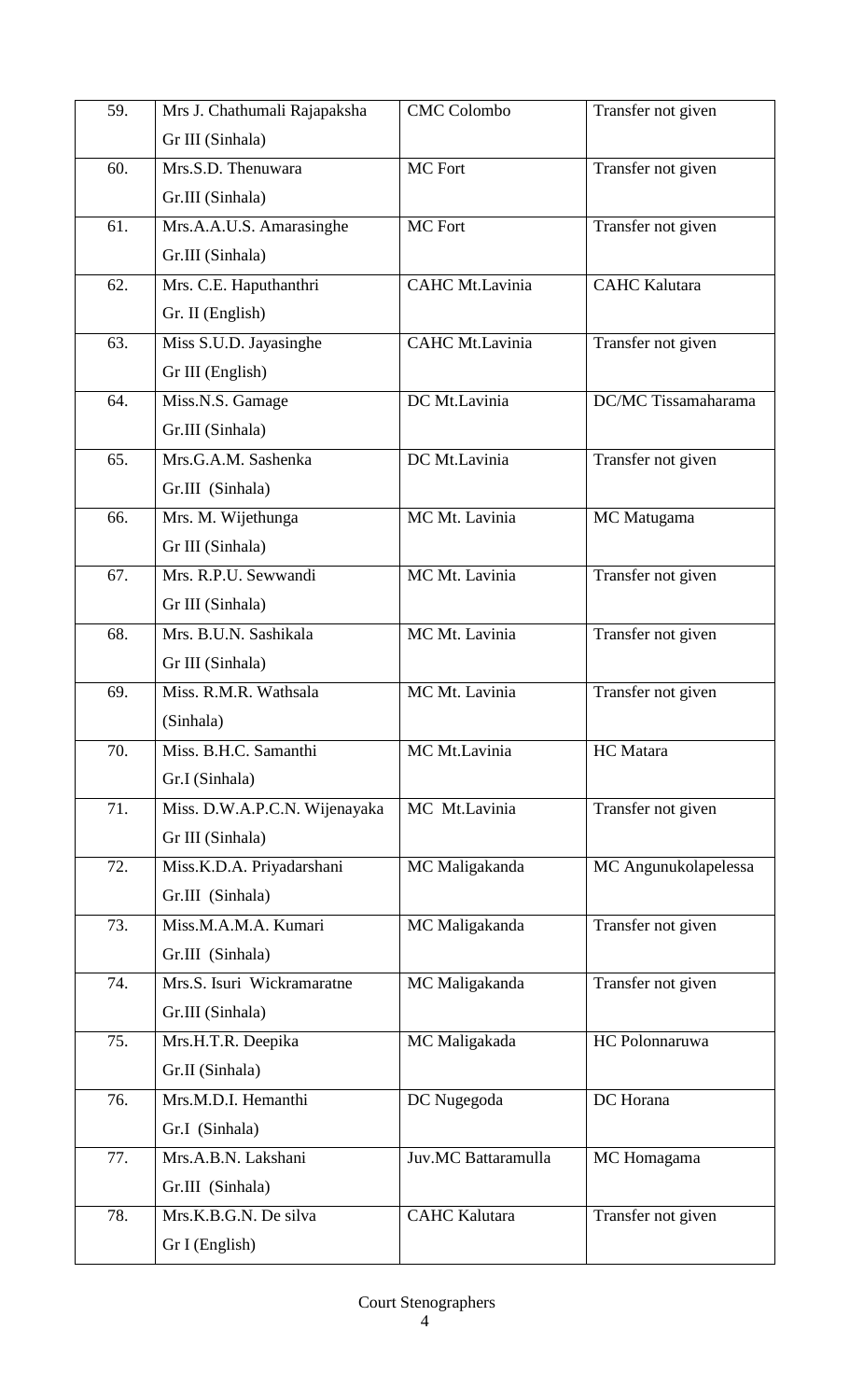| | | | |
|---|---|---|---|
| 59. | Mrs J. Chathumali Rajapaksha Gr III (Sinhala) | CMC Colombo | Transfer not given |
| 60. | Mrs.S.D. Thenuwara Gr.III (Sinhala) | MC Fort | Transfer not given |
| 61. | Mrs.A.A.U.S. Amarasinghe Gr.III (Sinhala) | MC Fort | Transfer not given |
| 62. | Mrs. C.E. Haputhanthri Gr. II (English) | CAHC Mt.Lavinia | CAHC Kalutara |
| 63. | Miss S.U.D. Jayasinghe Gr III (English) | CAHC Mt.Lavinia | Transfer not given |
| 64. | Miss.N.S. Gamage Gr.III (Sinhala) | DC Mt.Lavinia | DC/MC Tissamaharama |
| 65. | Mrs.G.A.M. Sashenka Gr.III (Sinhala) | DC Mt.Lavinia | Transfer not given |
| 66. | Mrs. M. Wijethunga Gr III (Sinhala) | MC Mt. Lavinia | MC Matugama |
| 67. | Mrs. R.P.U. Sewwandi Gr III (Sinhala) | MC Mt. Lavinia | Transfer not given |
| 68. | Mrs. B.U.N. Sashikala Gr III (Sinhala) | MC Mt. Lavinia | Transfer not given |
| 69. | Miss. R.M.R. Wathsala (Sinhala) | MC Mt. Lavinia | Transfer not given |
| 70. | Miss. B.H.C. Samanthi Gr.I (Sinhala) | MC Mt.Lavinia | HC Matara |
| 71. | Miss. D.W.A.P.C.N. Wijenayaka Gr III (Sinhala) | MC Mt.Lavinia | Transfer not given |
| 72. | Miss.K.D.A. Priyadarshani Gr.III (Sinhala) | MC Maligakanda | MC Angunukolapelessa |
| 73. | Miss.M.A.M.A. Kumari Gr.III (Sinhala) | MC Maligakanda | Transfer not given |
| 74. | Mrs.S. Isuri Wickramaratne Gr.III (Sinhala) | MC Maligakanda | Transfer not given |
| 75. | Mrs.H.T.R. Deepika Gr.II (Sinhala) | MC Maligakada | HC Polonnaruwa |
| 76. | Mrs.M.D.I. Hemanthi Gr.I (Sinhala) | DC Nugegoda | DC Horana |
| 77. | Mrs.A.B.N. Lakshani Gr.III (Sinhala) | Juv.MC Battaramulla | MC Homagama |
| 78. | Mrs.K.B.G.N. De silva Gr I (English) | CAHC Kalutara | Transfer not given |

Court Stenographers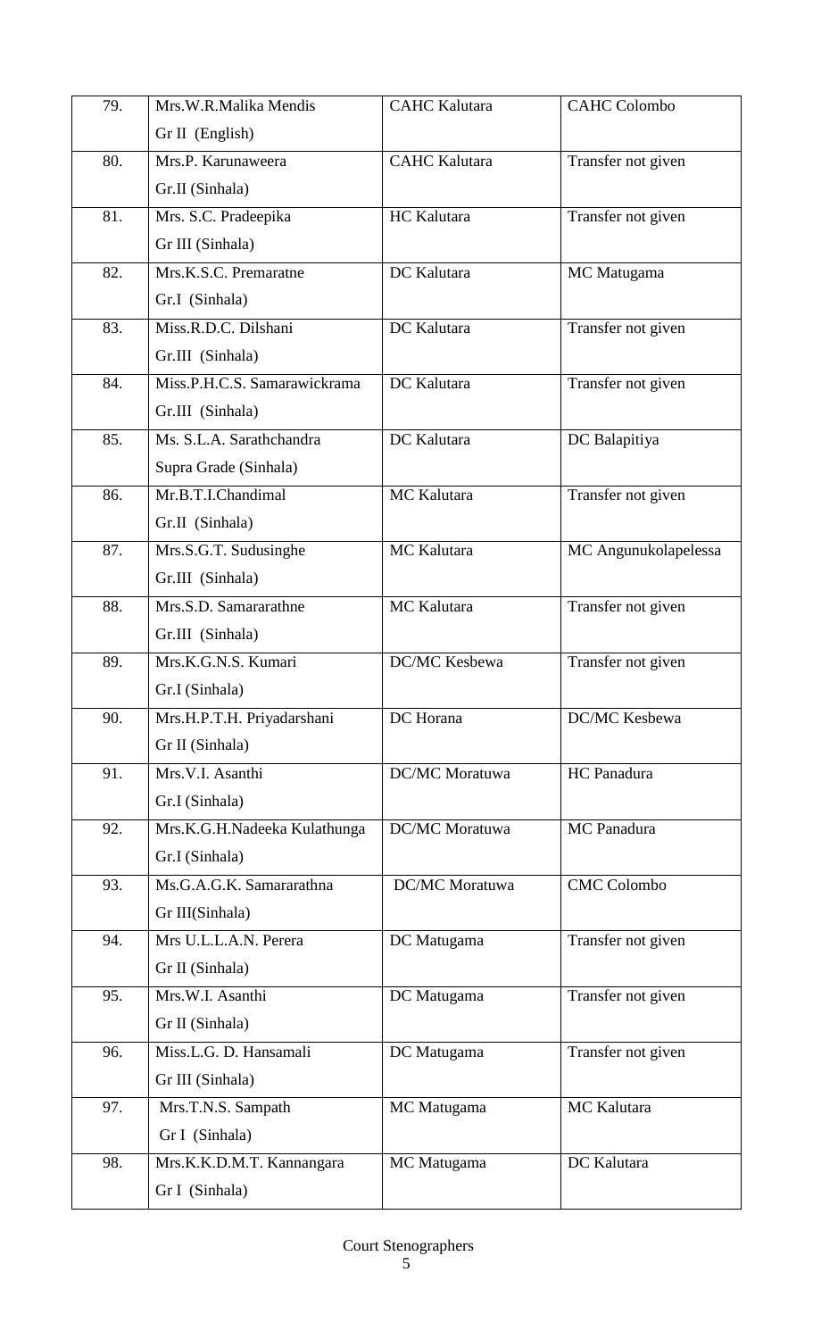| 79. | Mrs.W.R.Malika Mendis<br>Gr II (English) | CAHC Kalutara | CAHC Colombo |
|---|---|---|---|
| 80. | Mrs.P. Karunaweera<br>Gr.II (Sinhala) | CAHC Kalutara | Transfer not given |
| 81. | Mrs. S.C. Pradeepika<br>Gr III (Sinhala) | HC Kalutara | Transfer not given |
| 82. | Mrs.K.S.C. Premaratne<br>Gr.I (Sinhala) | DC Kalutara | MC Matugama |
| 83. | Miss.R.D.C. Dilshani<br>Gr.III (Sinhala) | DC Kalutara | Transfer not given |
| 84. | Miss.P.H.C.S. Samarawickrama<br>Gr.III (Sinhala) | DC Kalutara | Transfer not given |
| 85. | Ms. S.L.A. Sarathchandra<br>Supra Grade (Sinhala) | DC Kalutara | DC Balapitiya |
| 86. | Mr.B.T.I.Chandimal<br>Gr.II (Sinhala) | MC Kalutara | Transfer not given |
| 87. | Mrs.S.G.T. Sudusinghe<br>Gr.III (Sinhala) | MC Kalutara | MC Angunukolapelessa |
| 88. | Mrs.S.D. Samararathne<br>Gr.III (Sinhala) | MC Kalutara | Transfer not given |
| 89. | Mrs.K.G.N.S. Kumari<br>Gr.I (Sinhala) | DC/MC Kesbewa | Transfer not given |
| 90. | Mrs.H.P.T.H. Priyadarshani<br>Gr II (Sinhala) | DC Horana | DC/MC Kesbewa |
| 91. | Mrs.V.I. Asanthi<br>Gr.I (Sinhala) | DC/MC Moratuwa | HC Panadura |
| 92. | Mrs.K.G.H.Nadeeka Kulathunga<br>Gr.I (Sinhala) | DC/MC Moratuwa | MC Panadura |
| 93. | Ms.G.A.G.K. Samararathna<br>Gr III(Sinhala) | DC/MC Moratuwa | CMC Colombo |
| 94. | Mrs U.L.L.A.N. Perera<br>Gr II (Sinhala) | DC Matugama | Transfer not given |
| 95. | Mrs.W.I. Asanthi<br>Gr II (Sinhala) | DC Matugama | Transfer not given |
| 96. | Miss.L.G. D. Hansamali<br>Gr III (Sinhala) | DC Matugama | Transfer not given |
| 97. | Mrs.T.N.S. Sampath<br>Gr I (Sinhala) | MC Matugama | MC Kalutara |
| 98. | Mrs.K.K.D.M.T. Kannangara<br>Gr I (Sinhala) | MC Matugama | DC Kalutara |

Court Stenographers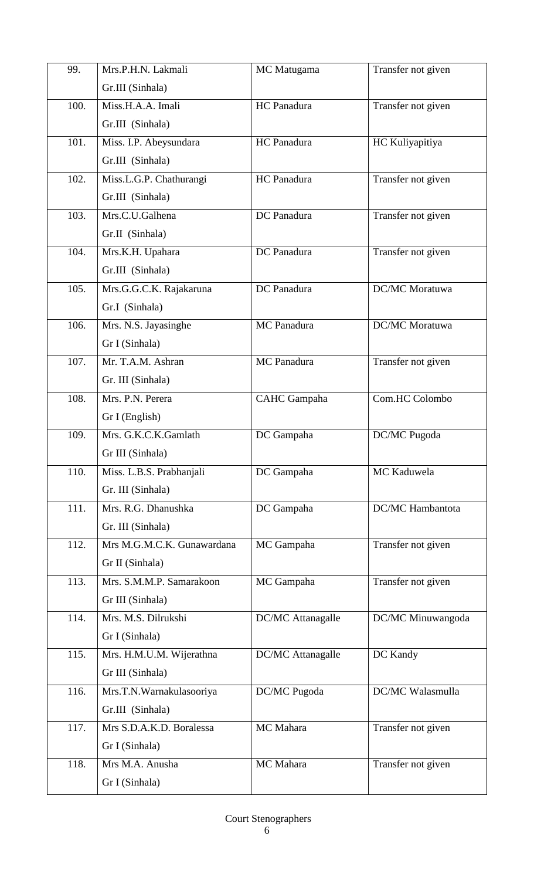| 99. | Mrs.P.H.N. Lakmali<br>Gr.III (Sinhala) | MC Matugama | Transfer not given |
|---|---|---|---|
| 100. | Miss.H.A.A. Imali<br>Gr.III (Sinhala) | HC Panadura | Transfer not given |
| 101. | Miss. I.P. Abeysundara<br>Gr.III (Sinhala) | HC Panadura | HC Kuliyapitiya |
| 102. | Miss.L.G.P. Chathurangi<br>Gr.III (Sinhala) | HC Panadura | Transfer not given |
| 103. | Mrs.C.U.Galhena<br>Gr.II (Sinhala) | DC Panadura | Transfer not given |
| 104. | Mrs.K.H. Upahara<br>Gr.III (Sinhala) | DC Panadura | Transfer not given |
| 105. | Mrs.G.G.C.K. Rajakaruna<br>Gr.I (Sinhala) | DC Panadura | DC/MC Moratuwa |
| 106. | Mrs. N.S. Jayasinghe<br>Gr I (Sinhala) | MC Panadura | DC/MC Moratuwa |
| 107. | Mr. T.A.M. Ashran<br>Gr. III (Sinhala) | MC Panadura | Transfer not given |
| 108. | Mrs. P.N. Perera<br>Gr I (English) | CAHC Gampaha | Com.HC Colombo |
| 109. | Mrs. G.K.C.K.Gamlath<br>Gr III (Sinhala) | DC Gampaha | DC/MC Pugoda |
| 110. | Miss. L.B.S. Prabhanjali<br>Gr. III (Sinhala) | DC Gampaha | MC Kaduwela |
| 111. | Mrs. R.G. Dhanushka<br>Gr. III (Sinhala) | DC Gampaha | DC/MC Hambantota |
| 112. | Mrs M.G.M.C.K. Gunawardana<br>Gr II (Sinhala) | MC Gampaha | Transfer not given |
| 113. | Mrs. S.M.M.P. Samarakoon<br>Gr III (Sinhala) | MC Gampaha | Transfer not given |
| 114. | Mrs. M.S. Dilrukshi<br>Gr I (Sinhala) | DC/MC Attanagalle | DC/MC Minuwangoda |
| 115. | Mrs. H.M.U.M. Wijerathna<br>Gr III (Sinhala) | DC/MC Attanagalle | DC Kandy |
| 116. | Mrs.T.N.Warnakulasooriya<br>Gr.III (Sinhala) | DC/MC Pugoda | DC/MC Walasmulla |
| 117. | Mrs S.D.A.K.D. Boralessa<br>Gr I (Sinhala) | MC Mahara | Transfer not given |
| 118. | Mrs M.A. Anusha<br>Gr I (Sinhala) | MC Mahara | Transfer not given |

Court Stenographers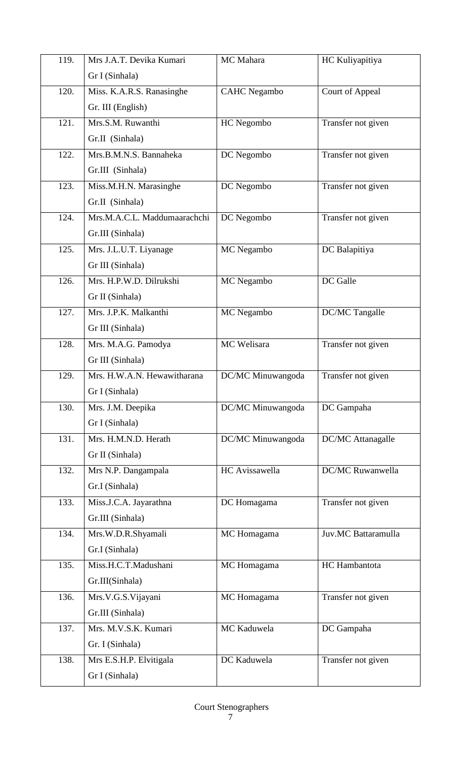| 119. | Mrs J.A.T. Devika Kumari<br>Gr I (Sinhala) | MC Mahara | HC Kuliyapitiya |
|---|---|---|---|
| 120. | Miss. K.A.R.S. Ranasinghe<br>Gr. III (English) | CAHC Negambo | Court of Appeal |
| 121. | Mrs.S.M. Ruwanthi<br>Gr.II (Sinhala) | HC Negombo | Transfer not given |
| 122. | Mrs.B.M.N.S. Bannaheka<br>Gr.III (Sinhala) | DC Negombo | Transfer not given |
| 123. | Miss.M.H.N. Marasinghe<br>Gr.II (Sinhala) | DC Negombo | Transfer not given |
| 124. | Mrs.M.A.C.L. Maddumaarachchi<br>Gr.III (Sinhala) | DC Negombo | Transfer not given |
| 125. | Mrs. J.L.U.T. Liyanage<br>Gr III (Sinhala) | MC Negambo | DC Balapitiya |
| 126. | Mrs. H.P.W.D. Dilrukshi<br>Gr II (Sinhala) | MC Negambo | DC Galle |
| 127. | Mrs. J.P.K. Malkanthi<br>Gr III (Sinhala) | MC Negambo | DC/MC Tangalle |
| 128. | Mrs. M.A.G. Pamodya<br>Gr III (Sinhala) | MC Welisara | Transfer not given |
| 129. | Mrs. H.W.A.N. Hewawitharana<br>Gr I (Sinhala) | DC/MC Minuwangoda | Transfer not given |
| 130. | Mrs. J.M. Deepika<br>Gr I (Sinhala) | DC/MC Minuwangoda | DC Gampaha |
| 131. | Mrs. H.M.N.D. Herath<br>Gr II (Sinhala) | DC/MC Minuwangoda | DC/MC Attanagalle |
| 132. | Mrs N.P. Dangampala<br>Gr.I (Sinhala) | HC Avissawella | DC/MC Ruwanwella |
| 133. | Miss.J.C.A. Jayarathna<br>Gr.III (Sinhala) | DC Homagama | Transfer not given |
| 134. | Mrs.W.D.R.Shyamali<br>Gr.I (Sinhala) | MC Homagama | Juv.MC Battaramulla |
| 135. | Miss.H.C.T.Madushani<br>Gr.III(Sinhala) | MC Homagama | HC Hambantota |
| 136. | Mrs.V.G.S.Vijayani<br>Gr.III (Sinhala) | MC Homagama | Transfer not given |
| 137. | Mrs. M.V.S.K. Kumari<br>Gr. I (Sinhala) | MC Kaduwela | DC Gampaha |
| 138. | Mrs E.S.H.P. Elvitigala<br>Gr I (Sinhala) | DC Kaduwela | Transfer not given |

Court Stenographers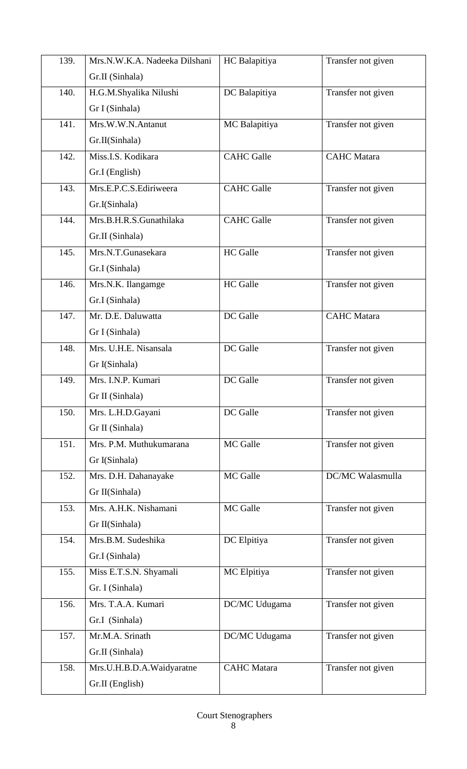| 139. | Mrs.N.W.K.A. Nadeeka Dilshani Gr.II (Sinhala) | HC Balapitiya | Transfer not given |
|---|---|---|---|
| 140. | H.G.M.Shyalika Nilushi Gr I (Sinhala) | DC Balapitiya | Transfer not given |
| 141. | Mrs.W.W.N.Antanut Gr.II(Sinhala) | MC Balapitiya | Transfer not given |
| 142. | Miss.I.S. Kodikara Gr.I (English) | CAHC Galle | CAHC Matara |
| 143. | Mrs.E.P.C.S.Ediriweera Gr.I(Sinhala) | CAHC Galle | Transfer not given |
| 144. | Mrs.B.H.R.S.Gunathilaka Gr.II (Sinhala) | CAHC Galle | Transfer not given |
| 145. | Mrs.N.T.Gunasekara Gr.I (Sinhala) | HC Galle | Transfer not given |
| 146. | Mrs.N.K. Ilangamge Gr.I (Sinhala) | HC Galle | Transfer not given |
| 147. | Mr. D.E. Daluwatta Gr I (Sinhala) | DC Galle | CAHC Matara |
| 148. | Mrs. U.H.E. Nisansala Gr I(Sinhala) | DC Galle | Transfer not given |
| 149. | Mrs. I.N.P. Kumari Gr II (Sinhala) | DC Galle | Transfer not given |
| 150. | Mrs. L.H.D.Gayani Gr II (Sinhala) | DC Galle | Transfer not given |
| 151. | Mrs. P.M. Muthukumarana Gr I(Sinhala) | MC Galle | Transfer not given |
| 152. | Mrs. D.H. Dahanayake Gr II(Sinhala) | MC Galle | DC/MC Walasmulla |
| 153. | Mrs. A.H.K. Nishamani Gr II(Sinhala) | MC Galle | Transfer not given |
| 154. | Mrs.B.M. Sudeshika Gr.I (Sinhala) | DC Elpitiya | Transfer not given |
| 155. | Miss E.T.S.N. Shyamali Gr. I (Sinhala) | MC Elpitiya | Transfer not given |
| 156. | Mrs. T.A.A. Kumari Gr.I (Sinhala) | DC/MC Udugama | Transfer not given |
| 157. | Mr.M.A. Srinath Gr.II (Sinhala) | DC/MC Udugama | Transfer not given |
| 158. | Mrs.U.H.B.D.A.Waidyaratne Gr.II (English) | CAHC Matara | Transfer not given |

Court Stenographers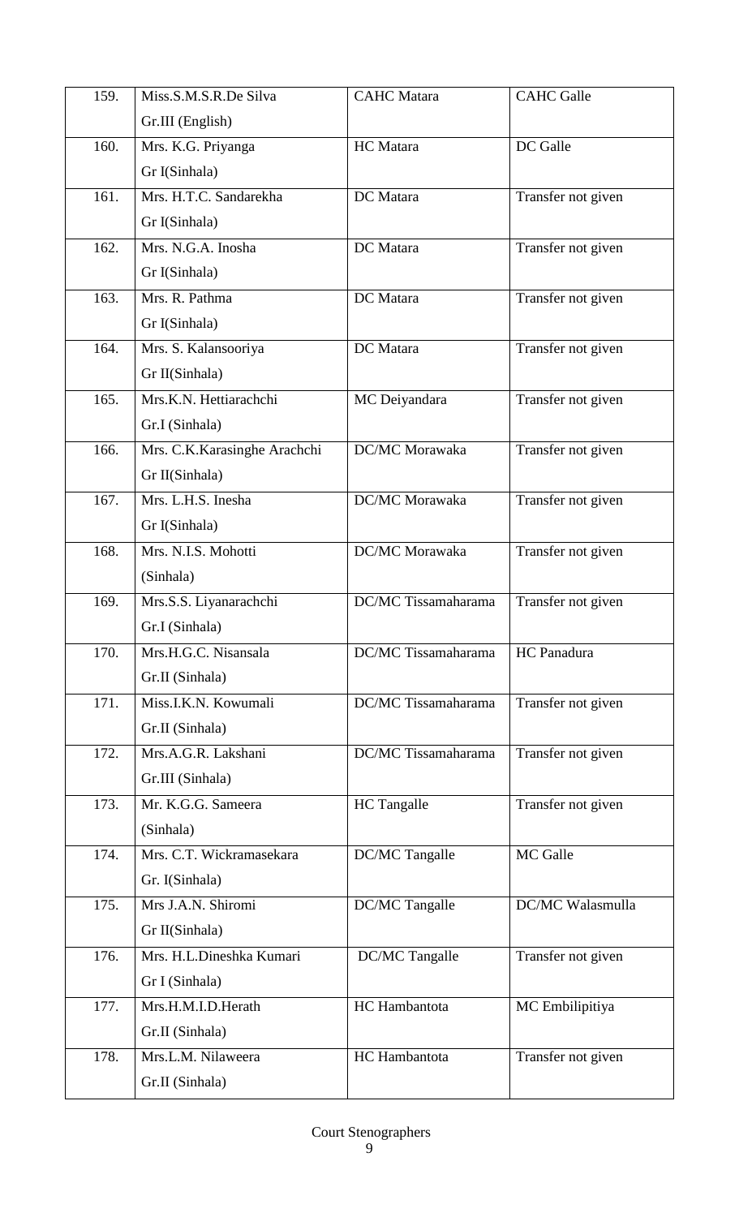| 159. | Miss.S.M.S.R.De Silva Gr.III (English) | CAHC Matara | CAHC Galle |
|---|---|---|---|
| 160. | Mrs. K.G. Priyanga Gr I(Sinhala) | HC Matara | DC Galle |
| 161. | Mrs. H.T.C. Sandarekha Gr I(Sinhala) | DC Matara | Transfer not given |
| 162. | Mrs. N.G.A. Inosha Gr I(Sinhala) | DC Matara | Transfer not given |
| 163. | Mrs. R. Pathma Gr I(Sinhala) | DC Matara | Transfer not given |
| 164. | Mrs. S. Kalansooriya Gr II(Sinhala) | DC Matara | Transfer not given |
| 165. | Mrs.K.N. Hettiarachchi Gr.I (Sinhala) | MC Deiyandara | Transfer not given |
| 166. | Mrs. C.K.Karasinghe Arachchi Gr II(Sinhala) | DC/MC Morawaka | Transfer not given |
| 167. | Mrs. L.H.S. Inesha Gr I(Sinhala) | DC/MC Morawaka | Transfer not given |
| 168. | Mrs. N.I.S. Mohotti (Sinhala) | DC/MC Morawaka | Transfer not given |
| 169. | Mrs.S.S. Liyanarachchi Gr.I (Sinhala) | DC/MC Tissamaharama | Transfer not given |
| 170. | Mrs.H.G.C. Nisansala Gr.II (Sinhala) | DC/MC Tissamaharama | HC Panadura |
| 171. | Miss.I.K.N. Kowumali Gr.II (Sinhala) | DC/MC Tissamaharama | Transfer not given |
| 172. | Mrs.A.G.R. Lakshani Gr.III (Sinhala) | DC/MC Tissamaharama | Transfer not given |
| 173. | Mr. K.G.G. Sameera (Sinhala) | HC Tangalle | Transfer not given |
| 174. | Mrs. C.T. Wickramasekara Gr. I(Sinhala) | DC/MC Tangalle | MC Galle |
| 175. | Mrs J.A.N. Shiromi Gr II(Sinhala) | DC/MC Tangalle | DC/MC Walasmulla |
| 176. | Mrs. H.L.Dineshka Kumari Gr I (Sinhala) | DC/MC Tangalle | Transfer not given |
| 177. | Mrs.H.M.I.D.Herath Gr.II (Sinhala) | HC Hambantota | MC Embilipitiya |
| 178. | Mrs.L.M. Nilaweera Gr.II (Sinhala) | HC Hambantota | Transfer not given |

Court Stenographers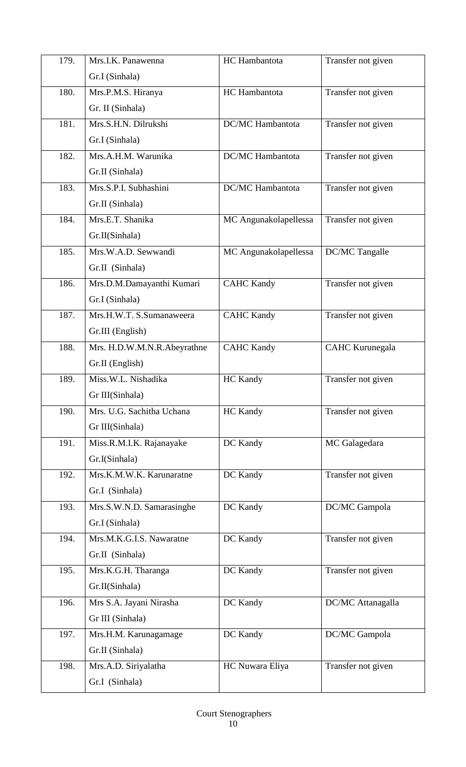| 179. | Mrs.I.K. Panawenna<br>Gr.I (Sinhala) | HC Hambantota | Transfer not given |
|---|---|---|---|
| 180. | Mrs.P.M.S. Hiranya<br>Gr. II (Sinhala) | HC Hambantota | Transfer not given |
| 181. | Mrs.S.H.N. Dilrukshi<br>Gr.I (Sinhala) | DC/MC Hambantota | Transfer not given |
| 182. | Mrs.A.H.M. Warunika<br>Gr.II (Sinhala) | DC/MC Hambantota | Transfer not given |
| 183. | Mrs.S.P.I. Subhashini<br>Gr.II (Sinhala) | DC/MC Hambantota | Transfer not given |
| 184. | Mrs.E.T. Shanika<br>Gr.II(Sinhala) | MC Angunakolapellessa | Transfer not given |
| 185. | Mrs.W.A.D. Sewwandi<br>Gr.II (Sinhala) | MC Angunakolapellessa | DC/MC Tangalle |
| 186. | Mrs.D.M.Damayanthi Kumari<br>Gr.I (Sinhala) | CAHC Kandy | Transfer not given |
| 187. | Mrs.H.W.T. S.Sumanaweera<br>Gr.III (English) | CAHC Kandy | Transfer not given |
| 188. | Mrs. H.D.W.M.N.R.Abeyrathne<br>Gr.II (English) | CAHC Kandy | CAHC Kurunegala |
| 189. | Miss.W.L. Nishadika<br>Gr III(Sinhala) | HC Kandy | Transfer not given |
| 190. | Mrs. U.G. Sachitha Uchana<br>Gr III(Sinhala) | HC Kandy | Transfer not given |
| 191. | Miss.R.M.I.K. Rajanayake<br>Gr.I(Sinhala) | DC Kandy | MC Galagedara |
| 192. | Mrs.K.M.W.K. Karunaratne<br>Gr.I (Sinhala) | DC Kandy | Transfer not given |
| 193. | Mrs.S.W.N.D. Samarasinghe<br>Gr.I (Sinhala) | DC Kandy | DC/MC Gampola |
| 194. | Mrs.M.K.G.I.S. Nawaratne<br>Gr.II (Sinhala) | DC Kandy | Transfer not given |
| 195. | Mrs.K.G.H. Tharanga<br>Gr.II(Sinhala) | DC Kandy | Transfer not given |
| 196. | Mrs S.A. Jayani Nirasha<br>Gr III (Sinhala) | DC Kandy | DC/MC Attanagalla |
| 197. | Mrs.H.M. Karunagamage<br>Gr.II (Sinhala) | DC Kandy | DC/MC Gampola |
| 198. | Mrs.A.D. Siriyalatha<br>Gr.I (Sinhala) | HC Nuwara Eliya | Transfer not given |

Court Stenographers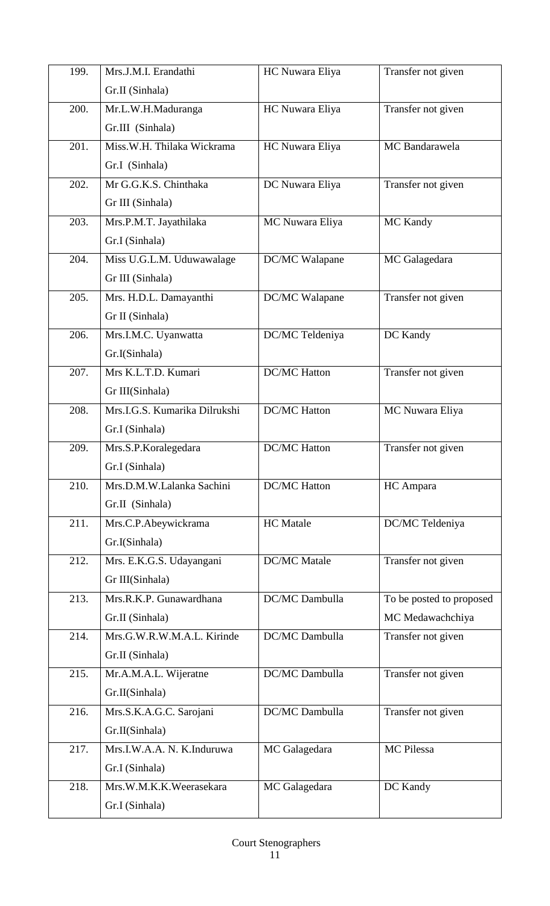| 199. | Mrs.J.M.I. Erandathi<br>Gr.II (Sinhala) | HC Nuwara Eliya | Transfer not given |
|---|---|---|---|
| 200. | Mr.L.W.H.Maduranga<br>Gr.III (Sinhala) | HC Nuwara Eliya | Transfer not given |
| 201. | Miss.W.H. Thilaka Wickrama<br>Gr.I (Sinhala) | HC Nuwara Eliya | MC Bandarawela |
| 202. | Mr G.G.K.S. Chinthaka<br>Gr III (Sinhala) | DC Nuwara Eliya | Transfer not given |
| 203. | Mrs.P.M.T. Jayathilaka<br>Gr.I (Sinhala) | MC Nuwara Eliya | MC Kandy |
| 204. | Miss U.G.L.M. Uduwawalage<br>Gr III (Sinhala) | DC/MC Walapane | MC Galagedara |
| 205. | Mrs. H.D.L. Damayanthi<br>Gr II (Sinhala) | DC/MC Walapane | Transfer not given |
| 206. | Mrs.I.M.C. Uyanwatta<br>Gr.I(Sinhala) | DC/MC Teldeniya | DC Kandy |
| 207. | Mrs K.L.T.D. Kumari<br>Gr III(Sinhala) | DC/MC Hatton | Transfer not given |
| 208. | Mrs.I.G.S. Kumarika Dilrukshi<br>Gr.I (Sinhala) | DC/MC Hatton | MC Nuwara Eliya |
| 209. | Mrs.S.P.Koralegedara<br>Gr.I (Sinhala) | DC/MC Hatton | Transfer not given |
| 210. | Mrs.D.M.W.Lalanka Sachini<br>Gr.II (Sinhala) | DC/MC Hatton | HC Ampara |
| 211. | Mrs.C.P.Abeywickrama<br>Gr.I(Sinhala) | HC Matale | DC/MC Teldeniya |
| 212. | Mrs. E.K.G.S. Udayangani<br>Gr III(Sinhala) | DC/MC Matale | Transfer not given |
| 213. | Mrs.R.K.P. Gunawardhana<br>Gr.II (Sinhala) | DC/MC Dambulla | To be posted to proposed MC Medawachchiya |
| 214. | Mrs.G.W.R.W.M.A.L. Kirinde<br>Gr.II (Sinhala) | DC/MC Dambulla | Transfer not given |
| 215. | Mr.A.M.A.L. Wijeratne<br>Gr.II(Sinhala) | DC/MC Dambulla | Transfer not given |
| 216. | Mrs.S.K.A.G.C. Sarojani<br>Gr.II(Sinhala) | DC/MC Dambulla | Transfer not given |
| 217. | Mrs.I.W.A.A. N. K.Induruwa<br>Gr.I (Sinhala) | MC Galagedara | MC Pilessa |
| 218. | Mrs.W.M.K.K.Weerasekara<br>Gr.I (Sinhala) | MC Galagedara | DC Kandy |

Court Stenographers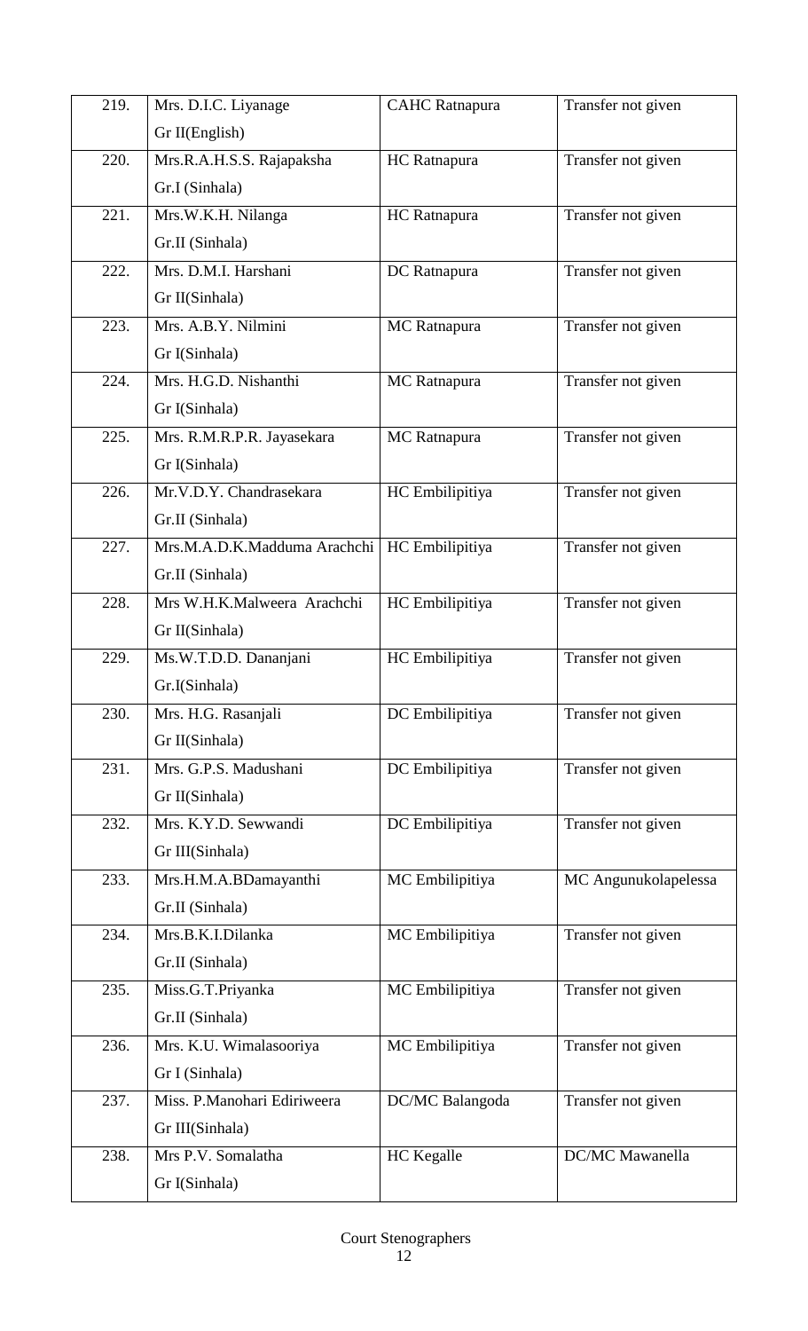| 219. | Mrs. D.I.C. Liyanage<br>Gr II(English) | CAHC Ratnapura | Transfer not given |
|---|---|---|---|
| 220. | Mrs.R.A.H.S.S. Rajapaksha<br>Gr.I (Sinhala) | HC Ratnapura | Transfer not given |
| 221. | Mrs.W.K.H. Nilanga<br>Gr.II (Sinhala) | HC Ratnapura | Transfer not given |
| 222. | Mrs. D.M.I. Harshani<br>Gr II(Sinhala) | DC Ratnapura | Transfer not given |
| 223. | Mrs. A.B.Y. Nilmini<br>Gr I(Sinhala) | MC Ratnapura | Transfer not given |
| 224. | Mrs. H.G.D. Nishanthi<br>Gr I(Sinhala) | MC Ratnapura | Transfer not given |
| 225. | Mrs. R.M.R.P.R. Jayasekara<br>Gr I(Sinhala) | MC Ratnapura | Transfer not given |
| 226. | Mr.V.D.Y. Chandrasekara<br>Gr.II (Sinhala) | HC Embilipitiya | Transfer not given |
| 227. | Mrs.M.A.D.K.Madduma Arachchi<br>Gr.II (Sinhala) | HC Embilipitiya | Transfer not given |
| 228. | Mrs W.H.K.Malweera Arachchi<br>Gr II(Sinhala) | HC Embilipitiya | Transfer not given |
| 229. | Ms.W.T.D.D. Dananjani<br>Gr.I(Sinhala) | HC Embilipitiya | Transfer not given |
| 230. | Mrs. H.G. Rasanjali<br>Gr II(Sinhala) | DC Embilipitiya | Transfer not given |
| 231. | Mrs. G.P.S. Madushani<br>Gr II(Sinhala) | DC Embilipitiya | Transfer not given |
| 232. | Mrs. K.Y.D. Sewwandi<br>Gr III(Sinhala) | DC Embilipitiya | Transfer not given |
| 233. | Mrs.H.M.A.BDamayanthi<br>Gr.II (Sinhala) | MC Embilipitiya | MC Angunukolapelessa |
| 234. | Mrs.B.K.I.Dilanka<br>Gr.II (Sinhala) | MC Embilipitiya | Transfer not given |
| 235. | Miss.G.T.Priyanka<br>Gr.II (Sinhala) | MC Embilipitiya | Transfer not given |
| 236. | Mrs. K.U. Wimalasooriya<br>Gr I (Sinhala) | MC Embilipitiya | Transfer not given |
| 237. | Miss. P.Manohari Ediriweera<br>Gr III(Sinhala) | DC/MC Balangoda | Transfer not given |
| 238. | Mrs P.V. Somalatha<br>Gr I(Sinhala) | HC Kegalle | DC/MC Mawanella |

Court Stenographers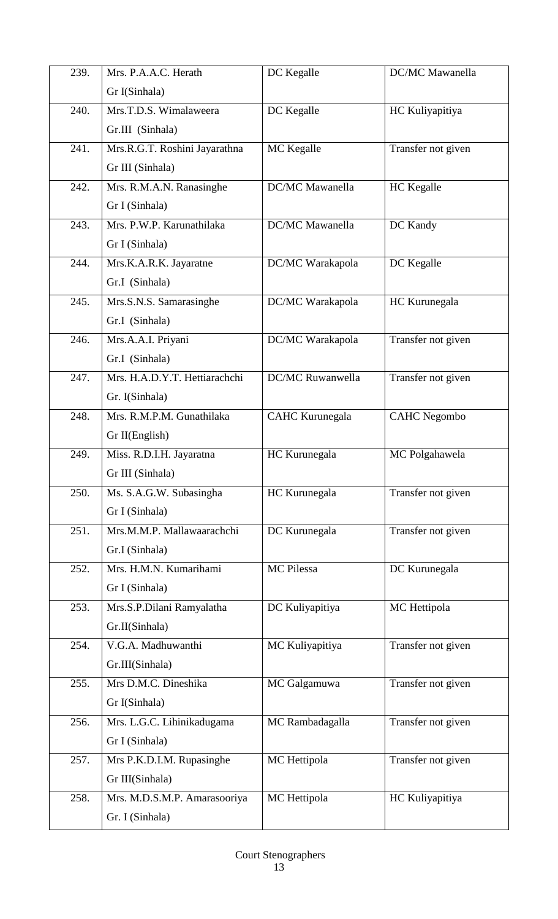| 239. | Mrs. P.A.A.C. Herath<br>Gr I(Sinhala) | DC Kegalle | DC/MC Mawanella |
|---|---|---|---|
| 240. | Mrs.T.D.S. Wimalaweera<br>Gr.III (Sinhala) | DC Kegalle | HC Kuliyapitiya |
| 241. | Mrs.R.G.T. Roshini Jayarathna<br>Gr III (Sinhala) | MC Kegalle | Transfer not given |
| 242. | Mrs. R.M.A.N. Ranasinghe<br>Gr I (Sinhala) | DC/MC Mawanella | HC Kegalle |
| 243. | Mrs. P.W.P. Karunathilaka<br>Gr I (Sinhala) | DC/MC Mawanella | DC Kandy |
| 244. | Mrs.K.A.R.K. Jayaratne<br>Gr.I (Sinhala) | DC/MC Warakapola | DC Kegalle |
| 245. | Mrs.S.N.S. Samarasinghe<br>Gr.I (Sinhala) | DC/MC Warakapola | HC Kurunegala |
| 246. | Mrs.A.A.I. Priyani<br>Gr.I (Sinhala) | DC/MC Warakapola | Transfer not given |
| 247. | Mrs. H.A.D.Y.T. Hettiarachchi<br>Gr. I(Sinhala) | DC/MC Ruwanwella | Transfer not given |
| 248. | Mrs. R.M.P.M. Gunathilaka<br>Gr II(English) | CAHC Kurunegala | CAHC Negombo |
| 249. | Miss. R.D.I.H. Jayaratna<br>Gr III (Sinhala) | HC Kurunegala | MC Polgahawela |
| 250. | Ms. S.A.G.W. Subasingha<br>Gr I (Sinhala) | HC Kurunegala | Transfer not given |
| 251. | Mrs.M.M.P. Mallawaarachchi<br>Gr.I (Sinhala) | DC Kurunegala | Transfer not given |
| 252. | Mrs. H.M.N. Kumarihami<br>Gr I (Sinhala) | MC Pilessa | DC Kurunegala |
| 253. | Mrs.S.P.Dilani Ramyalatha<br>Gr.II(Sinhala) | DC Kuliyapitiya | MC Hettipola |
| 254. | V.G.A. Madhuwanthi<br>Gr.III(Sinhala) | MC Kuliyapitiya | Transfer not given |
| 255. | Mrs D.M.C. Dineshika<br>Gr I(Sinhala) | MC Galgamuwa | Transfer not given |
| 256. | Mrs. L.G.C. Lihinikadugama<br>Gr I (Sinhala) | MC Rambadagalla | Transfer not given |
| 257. | Mrs P.K.D.I.M. Rupasinghe<br>Gr III(Sinhala) | MC Hettipola | Transfer not given |
| 258. | Mrs. M.D.S.M.P. Amarasooriya<br>Gr. I (Sinhala) | MC Hettipola | HC Kuliyapitiya |

Court Stenographers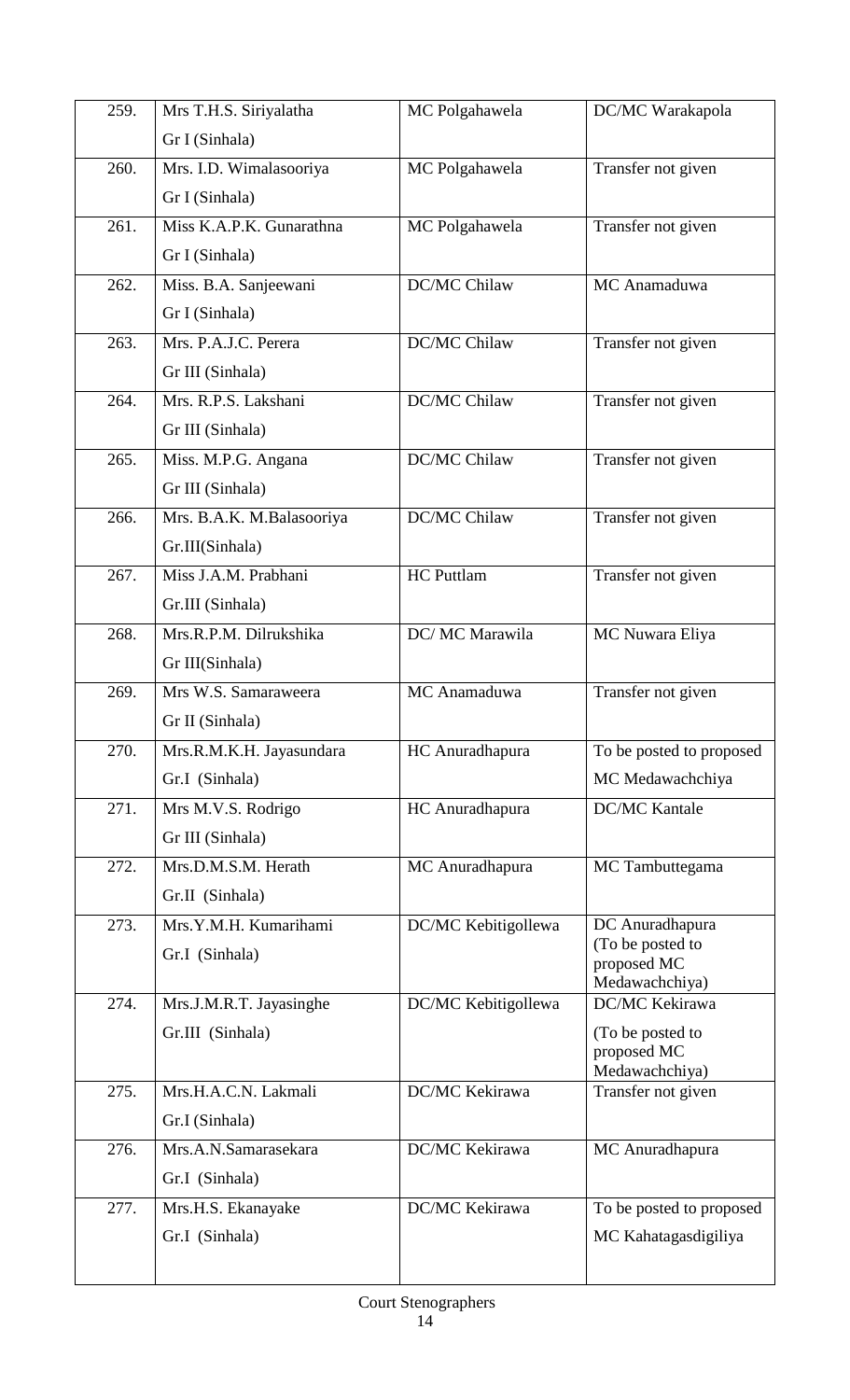| 259. | Mrs T.H.S. Siriyalatha Gr I (Sinhala) | MC Polgahawela | DC/MC Warakapola |
|---|---|---|---|
| 260. | Mrs. I.D. Wimalasooriya Gr I (Sinhala) | MC Polgahawela | Transfer not given |
| 261. | Miss K.A.P.K. Gunarathna Gr I (Sinhala) | MC Polgahawela | Transfer not given |
| 262. | Miss. B.A. Sanjeewani Gr I (Sinhala) | DC/MC Chilaw | MC Anamaduwa |
| 263. | Mrs. P.A.J.C. Perera Gr III (Sinhala) | DC/MC Chilaw | Transfer not given |
| 264. | Mrs. R.P.S. Lakshani Gr III (Sinhala) | DC/MC Chilaw | Transfer not given |
| 265. | Miss. M.P.G. Angana Gr III (Sinhala) | DC/MC Chilaw | Transfer not given |
| 266. | Mrs. B.A.K. M.Balasooriya Gr.III(Sinhala) | DC/MC Chilaw | Transfer not given |
| 267. | Miss J.A.M. Prabhani Gr.III (Sinhala) | HC Puttlam | Transfer not given |
| 268. | Mrs.R.P.M. Dilrukshika Gr III(Sinhala) | DC/ MC Marawila | MC Nuwara Eliya |
| 269. | Mrs W.S. Samaraweera Gr II (Sinhala) | MC Anamaduwa | Transfer not given |
| 270. | Mrs.R.M.K.H. Jayasundara Gr.I (Sinhala) | HC Anuradhapura | To be posted to proposed MC Medawachchiya |
| 271. | Mrs M.V.S. Rodrigo Gr III (Sinhala) | HC Anuradhapura | DC/MC Kantale |
| 272. | Mrs.D.M.S.M. Herath Gr.II (Sinhala) | MC Anuradhapura | MC Tambuttegama |
| 273. | Mrs.Y.M.H. Kumarihami Gr.I (Sinhala) | DC/MC Kebitigollewa | DC Anuradhapura (To be posted to proposed MC Medawachchiya) |
| 274. | Mrs.J.M.R.T. Jayasinghe Gr.III (Sinhala) | DC/MC Kebitigollewa | DC/MC Kekirawa (To be posted to proposed MC Medawachchiya) |
| 275. | Mrs.H.A.C.N. Lakmali Gr.I (Sinhala) | DC/MC Kekirawa | Transfer not given |
| 276. | Mrs.A.N.Samarasekara Gr.I (Sinhala) | DC/MC Kekirawa | MC Anuradhapura |
| 277. | Mrs.H.S. Ekanayake Gr.I (Sinhala) | DC/MC Kekirawa | To be posted to proposed MC Kahatagasdigiliya |

Court Stenographers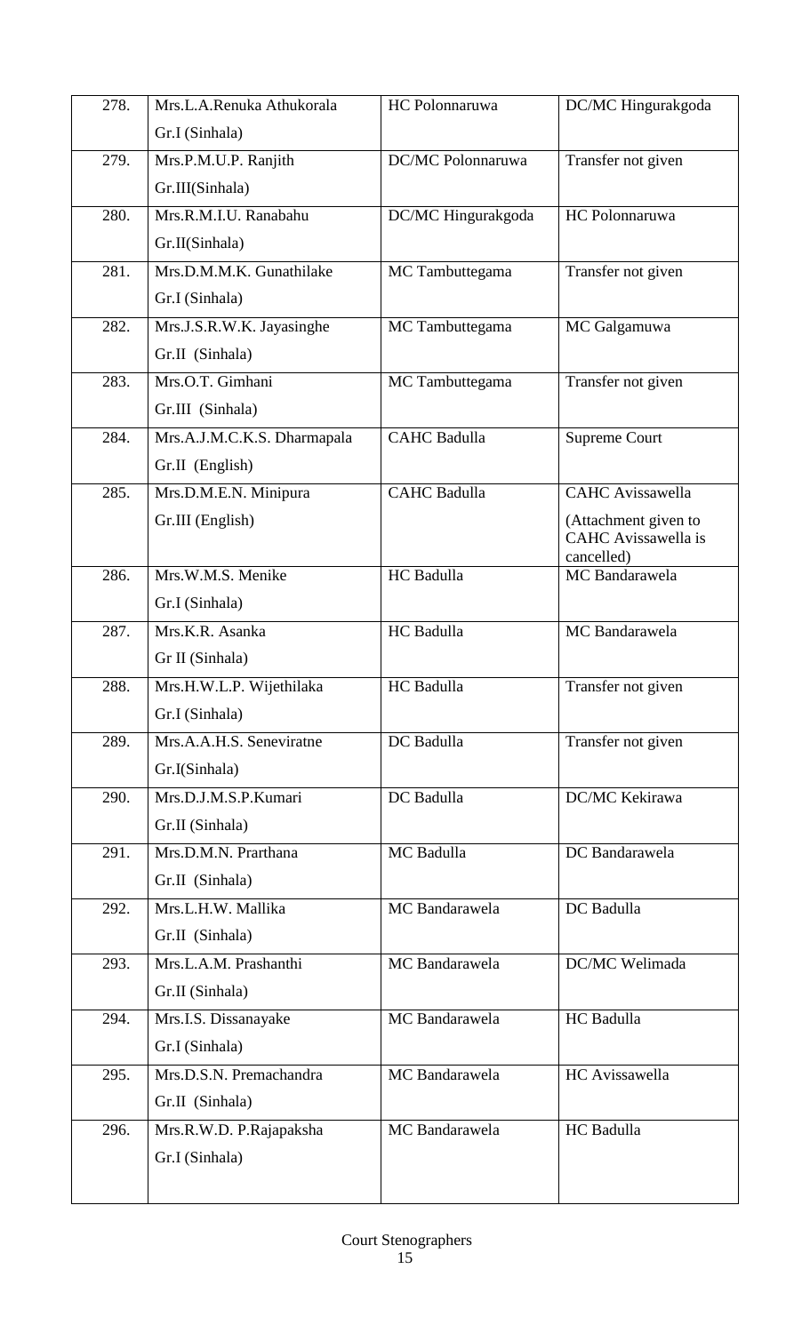| | | | |
|---|---|---|---|
| 278. | Mrs.L.A.Renuka Athukorala Gr.I (Sinhala) | HC Polonnaruwa | DC/MC Hingurakgoda |
| 279. | Mrs.P.M.U.P. Ranjith Gr.III(Sinhala) | DC/MC Polonnaruwa | Transfer not given |
| 280. | Mrs.R.M.I.U. Ranabahu Gr.II(Sinhala) | DC/MC Hingurakgoda | HC Polonnaruwa |
| 281. | Mrs.D.M.M.K. Gunathilake Gr.I (Sinhala) | MC Tambuttegama | Transfer not given |
| 282. | Mrs.J.S.R.W.K. Jayasinghe Gr.II (Sinhala) | MC Tambuttegama | MC Galgamuwa |
| 283. | Mrs.O.T. Gimhani Gr.III (Sinhala) | MC Tambuttegama | Transfer not given |
| 284. | Mrs.A.J.M.C.K.S. Dharmapala Gr.II (English) | CAHC Badulla | Supreme Court |
| 285. | Mrs.D.M.E.N. Minipura Gr.III (English) | CAHC Badulla | CAHC Avissawella (Attachment given to CAHC Avissawella is cancelled) |
| 286. | Mrs.W.M.S. Menike Gr.I (Sinhala) | HC Badulla | MC Bandarawela |
| 287. | Mrs.K.R. Asanka Gr II (Sinhala) | HC Badulla | MC Bandarawela |
| 288. | Mrs.H.W.L.P. Wijethilaka Gr.I (Sinhala) | HC Badulla | Transfer not given |
| 289. | Mrs.A.A.H.S. Seneviratne Gr.I(Sinhala) | DC Badulla | Transfer not given |
| 290. | Mrs.D.J.M.S.P.Kumari Gr.II (Sinhala) | DC Badulla | DC/MC Kekirawa |
| 291. | Mrs.D.M.N. Prarthana Gr.II (Sinhala) | MC Badulla | DC Bandarawela |
| 292. | Mrs.L.H.W. Mallika Gr.II (Sinhala) | MC Bandarawela | DC Badulla |
| 293. | Mrs.L.A.M. Prashanthi Gr.II (Sinhala) | MC Bandarawela | DC/MC Welimada |
| 294. | Mrs.I.S. Dissanayake Gr.I (Sinhala) | MC Bandarawela | HC Badulla |
| 295. | Mrs.D.S.N. Premachandra Gr.II (Sinhala) | MC Bandarawela | HC Avissawella |
| 296. | Mrs.R.W.D. P.Rajapaksha Gr.I (Sinhala) | MC Bandarawela | HC Badulla |

Court Stenographers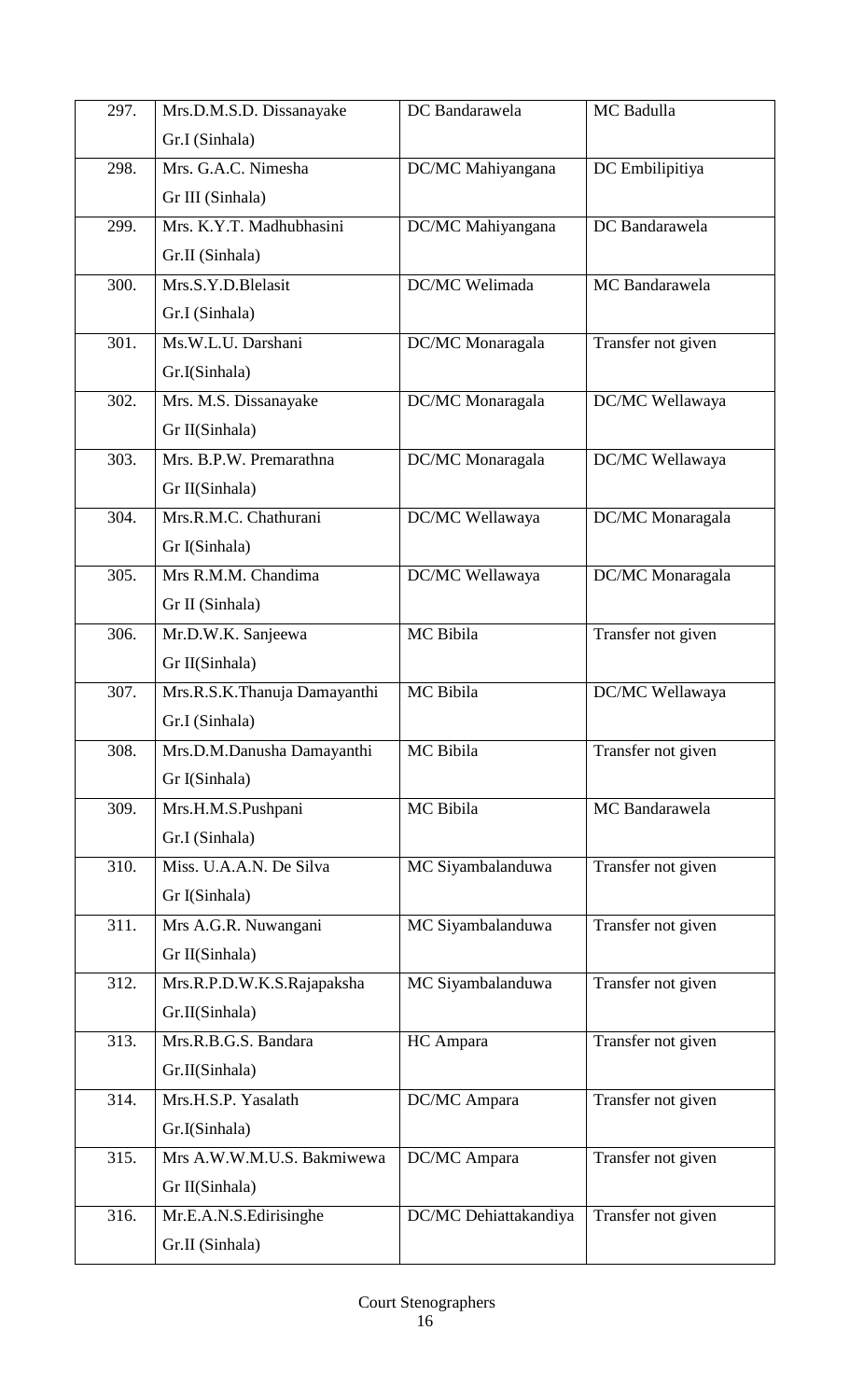| 297. | Mrs.D.M.S.D. Dissanayake<br>Gr.I (Sinhala) | DC Bandarawela | MC Badulla |
|---|---|---|---|
| 298. | Mrs. G.A.C. Nimesha<br>Gr III (Sinhala) | DC/MC Mahiyangana | DC Embilipitiya |
| 299. | Mrs. K.Y.T. Madhubhasini<br>Gr.II (Sinhala) | DC/MC Mahiyangana | DC Bandarawela |
| 300. | Mrs.S.Y.D.Blelasit<br>Gr.I (Sinhala) | DC/MC Welimada | MC Bandarawela |
| 301. | Ms.W.L.U. Darshani<br>Gr.I(Sinhala) | DC/MC Monaragala | Transfer not given |
| 302. | Mrs. M.S. Dissanayake<br>Gr II(Sinhala) | DC/MC Monaragala | DC/MC Wellawaya |
| 303. | Mrs. B.P.W. Premarathna<br>Gr II(Sinhala) | DC/MC Monaragala | DC/MC Wellawaya |
| 304. | Mrs.R.M.C. Chathurani<br>Gr I(Sinhala) | DC/MC Wellawaya | DC/MC Monaragala |
| 305. | Mrs R.M.M. Chandima<br>Gr II (Sinhala) | DC/MC Wellawaya | DC/MC Monaragala |
| 306. | Mr.D.W.K. Sanjeewa<br>Gr II(Sinhala) | MC Bibila | Transfer not given |
| 307. | Mrs.R.S.K.Thanuja Damayanthi<br>Gr.I (Sinhala) | MC Bibila | DC/MC Wellawaya |
| 308. | Mrs.D.M.Danusha Damayanthi<br>Gr I(Sinhala) | MC Bibila | Transfer not given |
| 309. | Mrs.H.M.S.Pushpani<br>Gr.I (Sinhala) | MC Bibila | MC Bandarawela |
| 310. | Miss. U.A.A.N. De Silva<br>Gr I(Sinhala) | MC Siyambalanduwa | Transfer not given |
| 311. | Mrs A.G.R. Nuwangani<br>Gr II(Sinhala) | MC Siyambalanduwa | Transfer not given |
| 312. | Mrs.R.P.D.W.K.S.Rajapaksha<br>Gr.II(Sinhala) | MC Siyambalanduwa | Transfer not given |
| 313. | Mrs.R.B.G.S. Bandara<br>Gr.II(Sinhala) | HC Ampara | Transfer not given |
| 314. | Mrs.H.S.P. Yasalath<br>Gr.I(Sinhala) | DC/MC Ampara | Transfer not given |
| 315. | Mrs A.W.W.M.U.S. Bakmiwewa<br>Gr II(Sinhala) | DC/MC Ampara | Transfer not given |
| 316. | Mr.E.A.N.S.Edirisinghe<br>Gr.II (Sinhala) | DC/MC Dehiattakandiya | Transfer not given |

Court Stenographers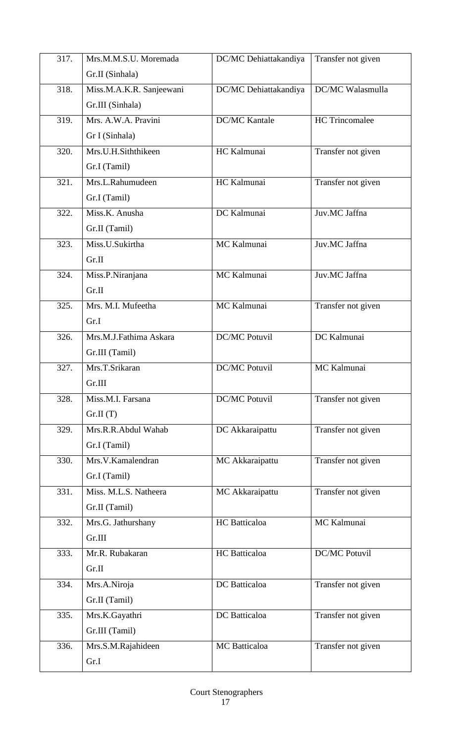| 317. | Mrs.M.M.S.U. Moremada Gr.II (Sinhala) | DC/MC Dehiattakandiya | Transfer not given |
|---|---|---|---|
| 318. | Miss.M.A.K.R. Sanjeewani Gr.III (Sinhala) | DC/MC Dehiattakandiya | DC/MC Walasmulla |
| 319. | Mrs. A.W.A. Pravini Gr I (Sinhala) | DC/MC Kantale | HC Trincomalee |
| 320. | Mrs.U.H.Siththikeen Gr.I (Tamil) | HC Kalmunai | Transfer not given |
| 321. | Mrs.L.Rahumudeen Gr.I (Tamil) | HC Kalmunai | Transfer not given |
| 322. | Miss.K. Anusha Gr.II (Tamil) | DC Kalmunai | Juv.MC Jaffna |
| 323. | Miss.U.Sukirtha Gr.II | MC Kalmunai | Juv.MC Jaffna |
| 324. | Miss.P.Niranjana Gr.II | MC Kalmunai | Juv.MC Jaffna |
| 325. | Mrs. M.I. Mufeetha Gr.I | MC Kalmunai | Transfer not given |
| 326. | Mrs.M.J.Fathima Askara Gr.III (Tamil) | DC/MC Potuvil | DC Kalmunai |
| 327. | Mrs.T.Srikaran Gr.III | DC/MC Potuvil | MC Kalmunai |
| 328. | Miss.M.I. Farsana Gr.II (T) | DC/MC Potuvil | Transfer not given |
| 329. | Mrs.R.R.Abdul Wahab Gr.I (Tamil) | DC Akkaraipattu | Transfer not given |
| 330. | Mrs.V.Kamalendran Gr.I (Tamil) | MC Akkaraipattu | Transfer not given |
| 331. | Miss. M.L.S. Natheera Gr.II (Tamil) | MC Akkaraipattu | Transfer not given |
| 332. | Mrs.G. Jathurshany Gr.III | HC Batticaloa | MC Kalmunai |
| 333. | Mr.R. Rubakaran Gr.II | HC Batticaloa | DC/MC Potuvil |
| 334. | Mrs.A.Niroja Gr.II (Tamil) | DC Batticaloa | Transfer not given |
| 335. | Mrs.K.Gayathri Gr.III (Tamil) | DC Batticaloa | Transfer not given |
| 336. | Mrs.S.M.Rajahideen Gr.I | MC Batticaloa | Transfer not given |

Court Stenographers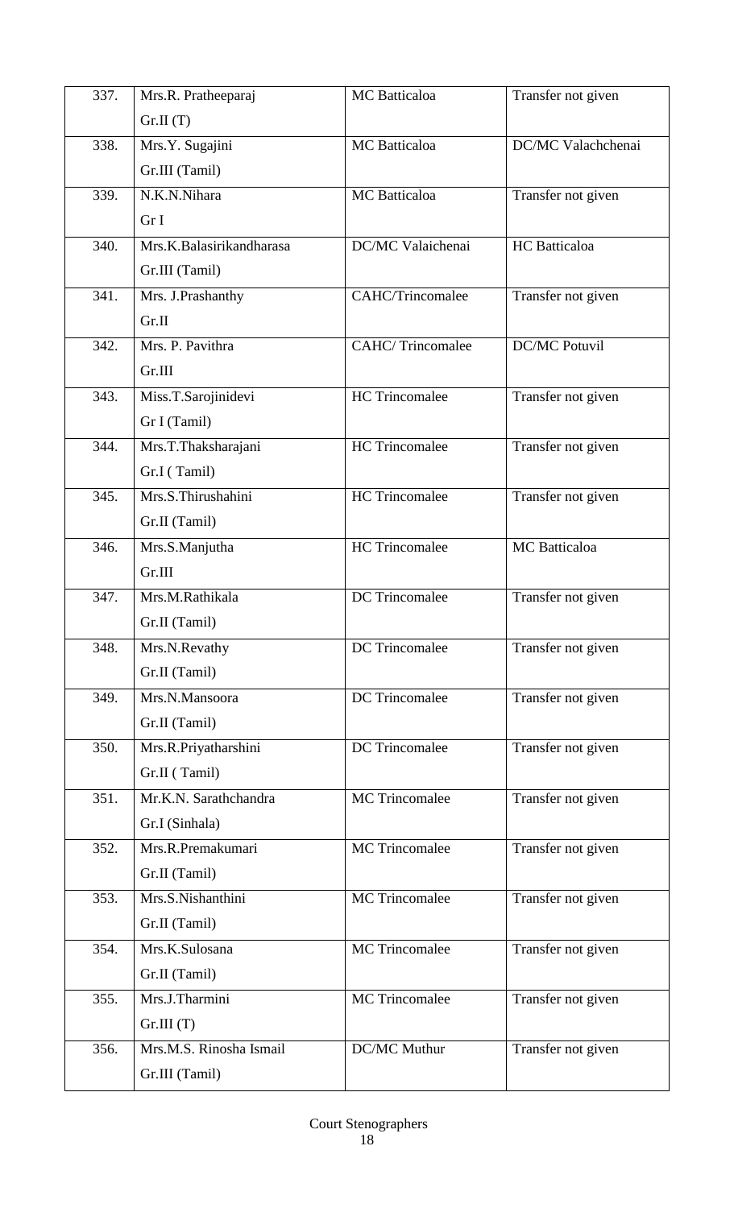| 337. | Mrs.R. Pratheeparaj<br>Gr.II (T) | MC Batticaloa | Transfer not given |
|---|---|---|---|
| 338. | Mrs.Y. Sugajini<br>Gr.III (Tamil) | MC Batticaloa | DC/MC Valachchenai |
| 339. | N.K.N.Nihara<br>Gr I | MC Batticaloa | Transfer not given |
| 340. | Mrs.K.Balasirikandharasa<br>Gr.III (Tamil) | DC/MC Valaichenai | HC Batticaloa |
| 341. | Mrs. J.Prashanthy<br>Gr.II | CAHC/Trincomalee | Transfer not given |
| 342. | Mrs. P. Pavithra<br>Gr.III | CAHC/ Trincomalee | DC/MC Potuvil |
| 343. | Miss.T.Sarojinidevi<br>Gr I (Tamil) | HC Trincomalee | Transfer not given |
| 344. | Mrs.T.Thaksharajani<br>Gr.I ( Tamil) | HC Trincomalee | Transfer not given |
| 345. | Mrs.S.Thirushahini<br>Gr.II (Tamil) | HC Trincomalee | Transfer not given |
| 346. | Mrs.S.Manjutha<br>Gr.III | HC Trincomalee | MC Batticaloa |
| 347. | Mrs.M.Rathikala<br>Gr.II (Tamil) | DC Trincomalee | Transfer not given |
| 348. | Mrs.N.Revathy<br>Gr.II (Tamil) | DC Trincomalee | Transfer not given |
| 349. | Mrs.N.Mansoora<br>Gr.II (Tamil) | DC Trincomalee | Transfer not given |
| 350. | Mrs.R.Priyatharshini<br>Gr.II ( Tamil) | DC Trincomalee | Transfer not given |
| 351. | Mr.K.N. Sarathchandra<br>Gr.I (Sinhala) | MC Trincomalee | Transfer not given |
| 352. | Mrs.R.Premakumari<br>Gr.II (Tamil) | MC Trincomalee | Transfer not given |
| 353. | Mrs.S.Nishanthini<br>Gr.II (Tamil) | MC Trincomalee | Transfer not given |
| 354. | Mrs.K.Sulosana<br>Gr.II (Tamil) | MC Trincomalee | Transfer not given |
| 355. | Mrs.J.Tharmini<br>Gr.III (T) | MC Trincomalee | Transfer not given |
| 356. | Mrs.M.S. Rinosha Ismail<br>Gr.III (Tamil) | DC/MC Muthur | Transfer not given |

Court Stenographers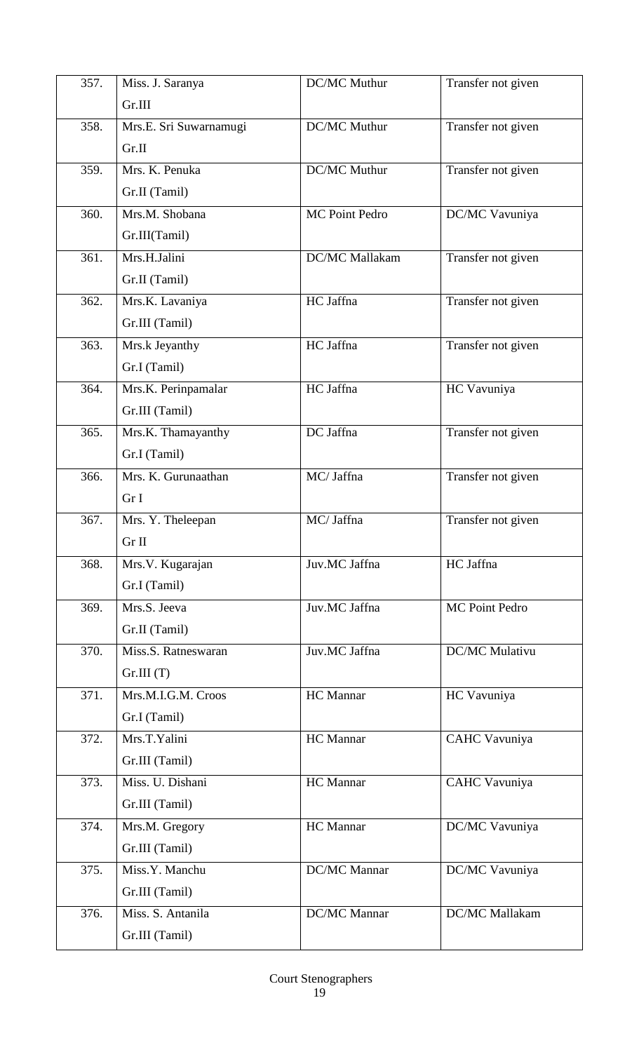| | | | |
|---|---|---|---|
| 357. | Miss. J. Saranya<br>Gr.III | DC/MC Muthur | Transfer not given |
| 358. | Mrs.E. Sri Suwarnamugi<br>Gr.II | DC/MC Muthur | Transfer not given |
| 359. | Mrs. K. Penuka<br>Gr.II (Tamil) | DC/MC Muthur | Transfer not given |
| 360. | Mrs.M. Shobana<br>Gr.III(Tamil) | MC Point Pedro | DC/MC Vavuniya |
| 361. | Mrs.H.Jalini<br>Gr.II (Tamil) | DC/MC Mallakam | Transfer not given |
| 362. | Mrs.K. Lavaniya<br>Gr.III (Tamil) | HC Jaffna | Transfer not given |
| 363. | Mrs.k Jeyanthy<br>Gr.I (Tamil) | HC Jaffna | Transfer not given |
| 364. | Mrs.K. Perinpamalar<br>Gr.III (Tamil) | HC Jaffna | HC Vavuniya |
| 365. | Mrs.K. Thamayanthy<br>Gr.I (Tamil) | DC Jaffna | Transfer not given |
| 366. | Mrs. K. Gurunaathan<br>Gr I | MC/ Jaffna | Transfer not given |
| 367. | Mrs. Y. Theleepan<br>Gr II | MC/ Jaffna | Transfer not given |
| 368. | Mrs.V. Kugarajan<br>Gr.I (Tamil) | Juv.MC Jaffna | HC Jaffna |
| 369. | Mrs.S. Jeeva<br>Gr.II (Tamil) | Juv.MC Jaffna | MC Point Pedro |
| 370. | Miss.S. Ratneswaran<br>Gr.III (T) | Juv.MC Jaffna | DC/MC Mulativu |
| 371. | Mrs.M.I.G.M. Croos<br>Gr.I (Tamil) | HC Mannar | HC Vavuniya |
| 372. | Mrs.T.Yalini<br>Gr.III (Tamil) | HC Mannar | CAHC Vavuniya |
| 373. | Miss. U. Dishani<br>Gr.III (Tamil) | HC Mannar | CAHC Vavuniya |
| 374. | Mrs.M. Gregory<br>Gr.III (Tamil) | HC Mannar | DC/MC Vavuniya |
| 375. | Miss.Y. Manchu<br>Gr.III (Tamil) | DC/MC Mannar | DC/MC Vavuniya |
| 376. | Miss. S. Antanila<br>Gr.III (Tamil) | DC/MC Mannar | DC/MC Mallakam |

Court Stenographers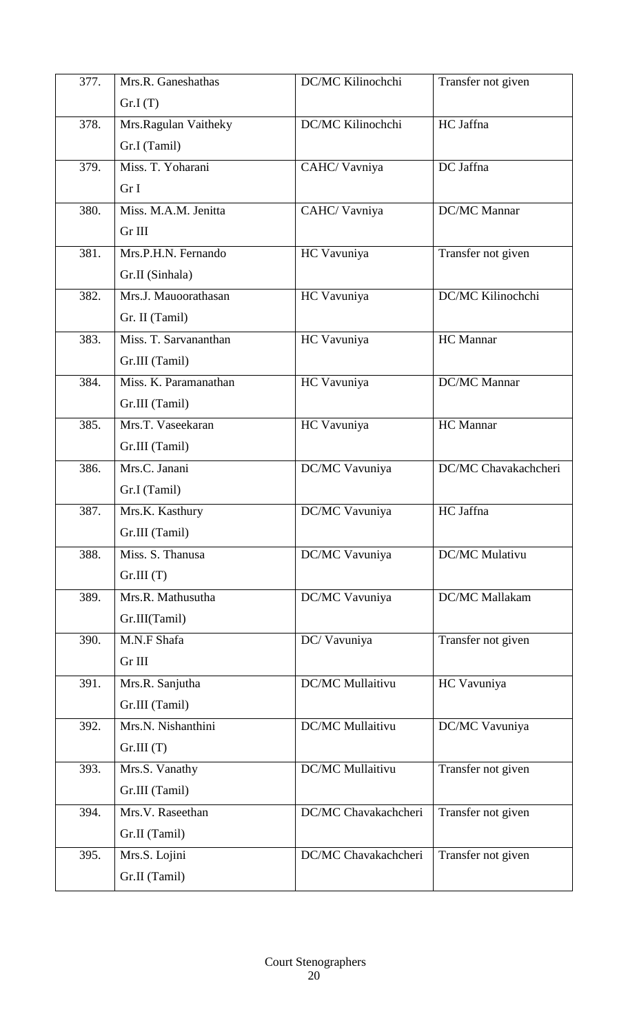| | | | |
|---|---|---|---|
| 377. | Mrs.R. Ganeshathas Gr.I (T) | DC/MC Kilinochchi | Transfer not given |
| 378. | Mrs.Ragulan Vaitheky Gr.I (Tamil) | DC/MC Kilinochchi | HC Jaffna |
| 379. | Miss. T. Yoharani Gr I | CAHC/ Vavniya | DC Jaffna |
| 380. | Miss. M.A.M. Jenitta Gr III | CAHC/ Vavniya | DC/MC Mannar |
| 381. | Mrs.P.H.N. Fernando Gr.II (Sinhala) | HC Vavuniya | Transfer not given |
| 382. | Mrs.J. Mauoorathasan Gr. II (Tamil) | HC Vavuniya | DC/MC Kilinochchi |
| 383. | Miss. T. Sarvananthan Gr.III (Tamil) | HC Vavuniya | HC Mannar |
| 384. | Miss. K. Paramanathan Gr.III (Tamil) | HC Vavuniya | DC/MC Mannar |
| 385. | Mrs.T. Vaseekaran Gr.III (Tamil) | HC Vavuniya | HC Mannar |
| 386. | Mrs.C. Janani Gr.I (Tamil) | DC/MC Vavuniya | DC/MC Chavakachcheri |
| 387. | Mrs.K. Kasthury Gr.III (Tamil) | DC/MC Vavuniya | HC Jaffna |
| 388. | Miss. S. Thanusa Gr.III (T) | DC/MC Vavuniya | DC/MC Mulativu |
| 389. | Mrs.R. Mathusutha Gr.III(Tamil) | DC/MC Vavuniya | DC/MC Mallakam |
| 390. | M.N.F Shafa Gr III | DC/ Vavuniya | Transfer not given |
| 391. | Mrs.R. Sanjutha Gr.III (Tamil) | DC/MC Mullaitivu | HC Vavuniya |
| 392. | Mrs.N. Nishanthini Gr.III (T) | DC/MC Mullaitivu | DC/MC Vavuniya |
| 393. | Mrs.S. Vanathy Gr.III (Tamil) | DC/MC Mullaitivu | Transfer not given |
| 394. | Mrs.V. Raseethan Gr.II (Tamil) | DC/MC Chavakachcheri | Transfer not given |
| 395. | Mrs.S. Lojini Gr.II (Tamil) | DC/MC Chavakachcheri | Transfer not given |